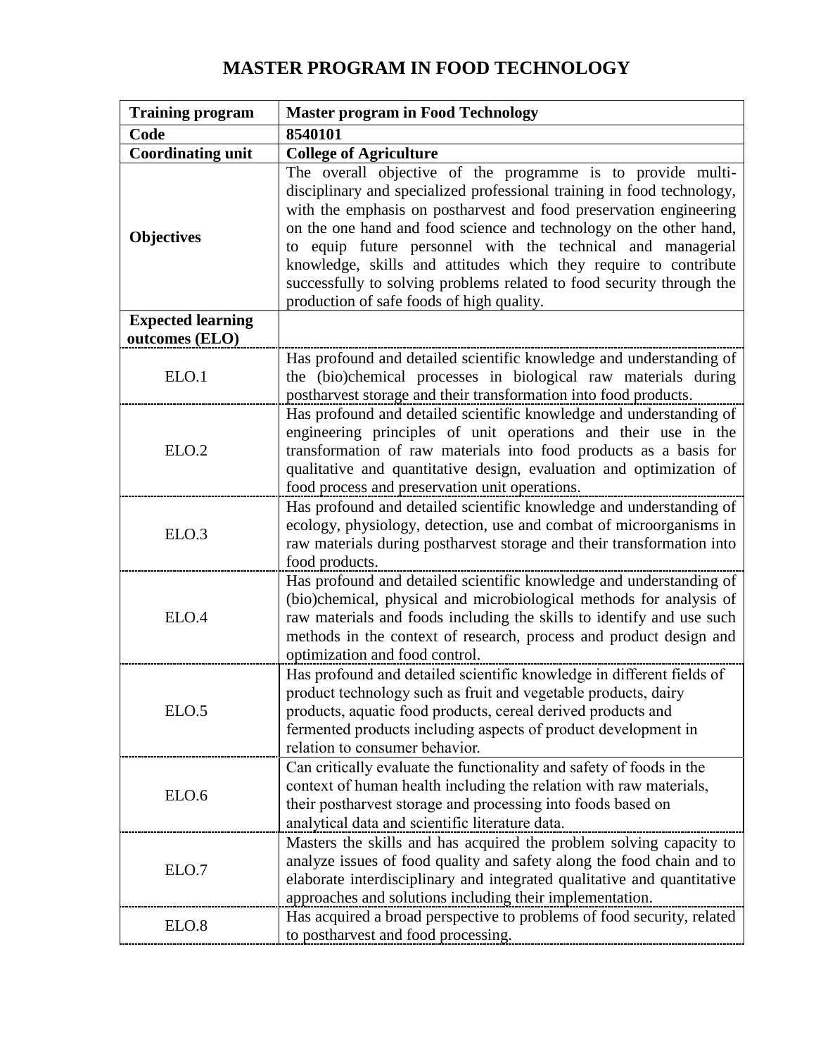# MASTER PROGRAM IN FOOD TECHNOLOGY

| **Training program** | **Master program in Food Technology** |
|---|---|
| **Code** | **8540101** |
| **Coordinating unit** | **College of Agriculture** |
| **Objectives** | The overall objective of the programme is to provide multi-disciplinary and specialized professional training in food technology, with the emphasis on postharvest and food preservation engineering on the one hand and food science and technology on the other hand, to equip future personnel with the technical and managerial knowledge, skills and attitudes which they require to contribute successfully to solving problems related to food security through the production of safe foods of high quality. |
| **Expected learning outcomes (ELO)** | |
| ELO.1 | Has profound and detailed scientific knowledge and understanding of the (bio)chemical processes in biological raw materials during postharvest storage and their transformation into food products. |
| ELO.2 | Has profound and detailed scientific knowledge and understanding of engineering principles of unit operations and their use in the transformation of raw materials into food products as a basis for qualitative and quantitative design, evaluation and optimization of food process and preservation unit operations. |
| ELO.3 | Has profound and detailed scientific knowledge and understanding of ecology, physiology, detection, use and combat of microorganisms in raw materials during postharvest storage and their transformation into food products. |
| ELO.4 | Has profound and detailed scientific knowledge and understanding of (bio)chemical, physical and microbiological methods for analysis of raw materials and foods including the skills to identify and use such methods in the context of research, process and product design and optimization and food control. |
| ELO.5 | Has profound and detailed scientific knowledge in different fields of product technology such as fruit and vegetable products, dairy products, aquatic food products, cereal derived products and fermented products including aspects of product development in relation to consumer behavior. |
| ELO.6 | Can critically evaluate the functionality and safety of foods in the context of human health including the relation with raw materials, their postharvest storage and processing into foods based on analytical data and scientific literature data. |
| ELO.7 | Masters the skills and has acquired the problem solving capacity to analyze issues of food quality and safety along the food chain and to elaborate interdisciplinary and integrated qualitative and quantitative approaches and solutions including their implementation. |
| ELO.8 | Has acquired a broad perspective to problems of food security, related to postharvest and food processing. |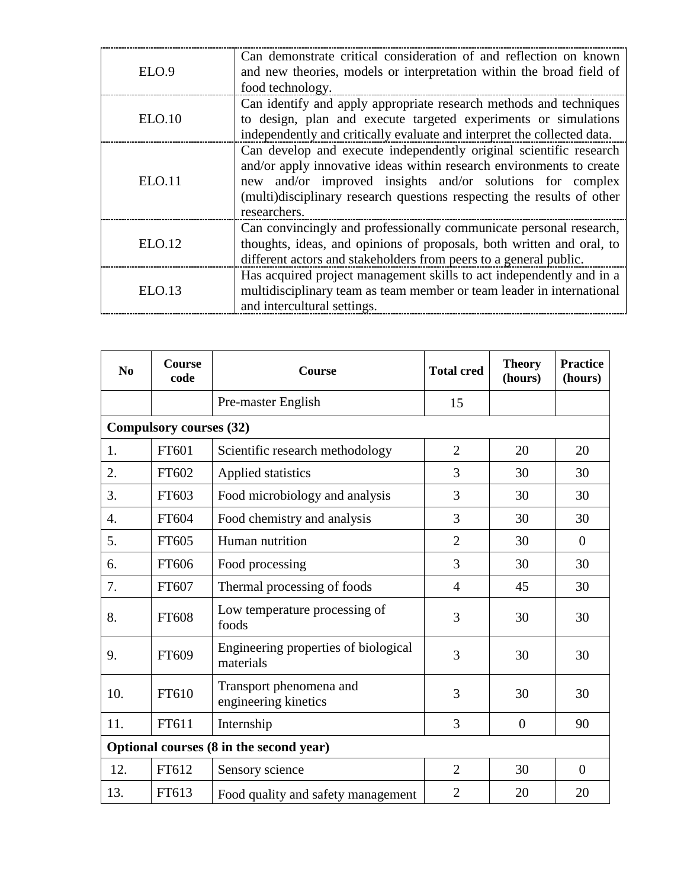| | |
|---|---|
| ELO.9 | Can demonstrate critical consideration of and reflection on known and new theories, models or interpretation within the broad field of food technology. |
| ELO.10 | Can identify and apply appropriate research methods and techniques to design, plan and execute targeted experiments or simulations independently and critically evaluate and interpret the collected data. |
| ELO.11 | Can develop and execute independently original scientific research and/or apply innovative ideas within research environments to create new and/or improved insights and/or solutions for complex (multi)disciplinary research questions respecting the results of other researchers. |
| ELO.12 | Can convincingly and professionally communicate personal research, thoughts, ideas, and opinions of proposals, both written and oral, to different actors and stakeholders from peers to a general public. |
| ELO.13 | Has acquired project management skills to act independently and in a multidisciplinary team as team member or team leader in international and intercultural settings. |

| No | Course code | Course | Total cred | Theory (hours) | Practice (hours) |
|---|---|---|---|---|---|
| | | Pre-master English | 15 | | |
| **Compulsory courses (32)** | | | | | |
| 1. | FT601 | Scientific research methodology | 2 | 20 | 20 |
| 2. | FT602 | Applied statistics | 3 | 30 | 30 |
| 3. | FT603 | Food microbiology and analysis | 3 | 30 | 30 |
| 4. | FT604 | Food chemistry and analysis | 3 | 30 | 30 |
| 5. | FT605 | Human nutrition | 2 | 30 | 0 |
| 6. | FT606 | Food processing | 3 | 30 | 30 |
| 7. | FT607 | Thermal processing of foods | 4 | 45 | 30 |
| 8. | FT608 | Low temperature processing of foods | 3 | 30 | 30 |
| 9. | FT609 | Engineering properties of biological materials | 3 | 30 | 30 |
| 10. | FT610 | Transport phenomena and engineering kinetics | 3 | 30 | 30 |
| 11. | FT611 | Internship | 3 | 0 | 90 |
| **Optional courses (8 in the second year)** | | | | | |
| 12. | FT612 | Sensory science | 2 | 30 | 0 |
| 13. | FT613 | Food quality and safety management | 2 | 20 | 20 |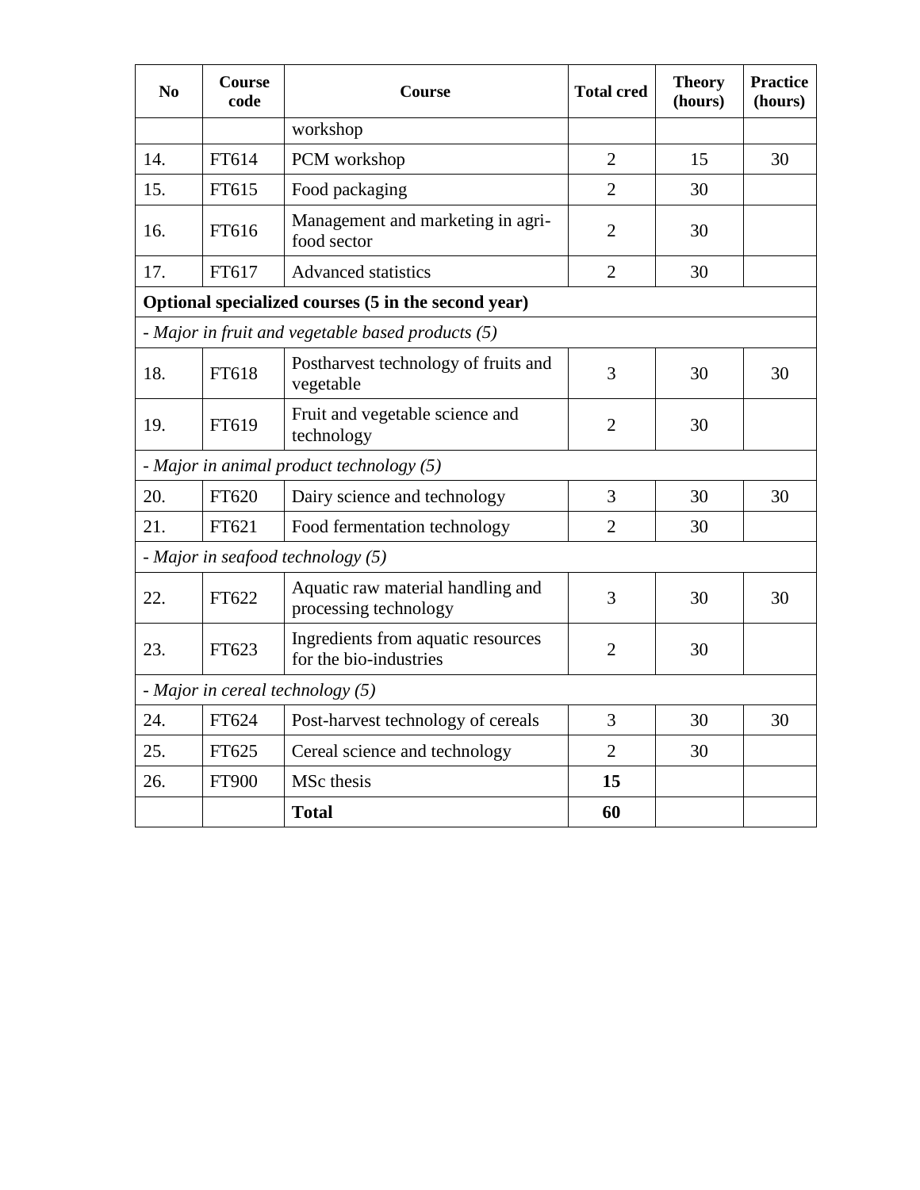| No | Course code | Course | Total cred | Theory (hours) | Practice (hours) |
|---|---|---|---|---|---|
| | | workshop | | | |
| 14. | FT614 | PCM workshop | 2 | 15 | 30 |
| 15. | FT615 | Food packaging | 2 | 30 | |
| 16. | FT616 | Management and marketing in agri-food sector | 2 | 30 | |
| 17. | FT617 | Advanced statistics | 2 | 30 | |
| **Optional specialized courses (5 in the second year)** | | | | | |
| *- Major in fruit and vegetable based products (5)* | | | | | |
| 18. | FT618 | Postharvest technology of fruits and vegetable | 3 | 30 | 30 |
| 19. | FT619 | Fruit and vegetable science and technology | 2 | 30 | |
| *- Major in animal product technology (5)* | | | | | |
| 20. | FT620 | Dairy science and technology | 3 | 30 | 30 |
| 21. | FT621 | Food fermentation technology | 2 | 30 | |
| *- Major in seafood technology (5)* | | | | | |
| 22. | FT622 | Aquatic raw material handling and processing technology | 3 | 30 | 30 |
| 23. | FT623 | Ingredients from aquatic resources for the bio-industries | 2 | 30 | |
| *- Major in cereal technology (5)* | | | | | |
| 24. | FT624 | Post-harvest technology of cereals | 3 | 30 | 30 |
| 25. | FT625 | Cereal science and technology | 2 | 30 | |
| 26. | FT900 | MSc thesis | **15** | | |
| | | **Total** | **60** | | |